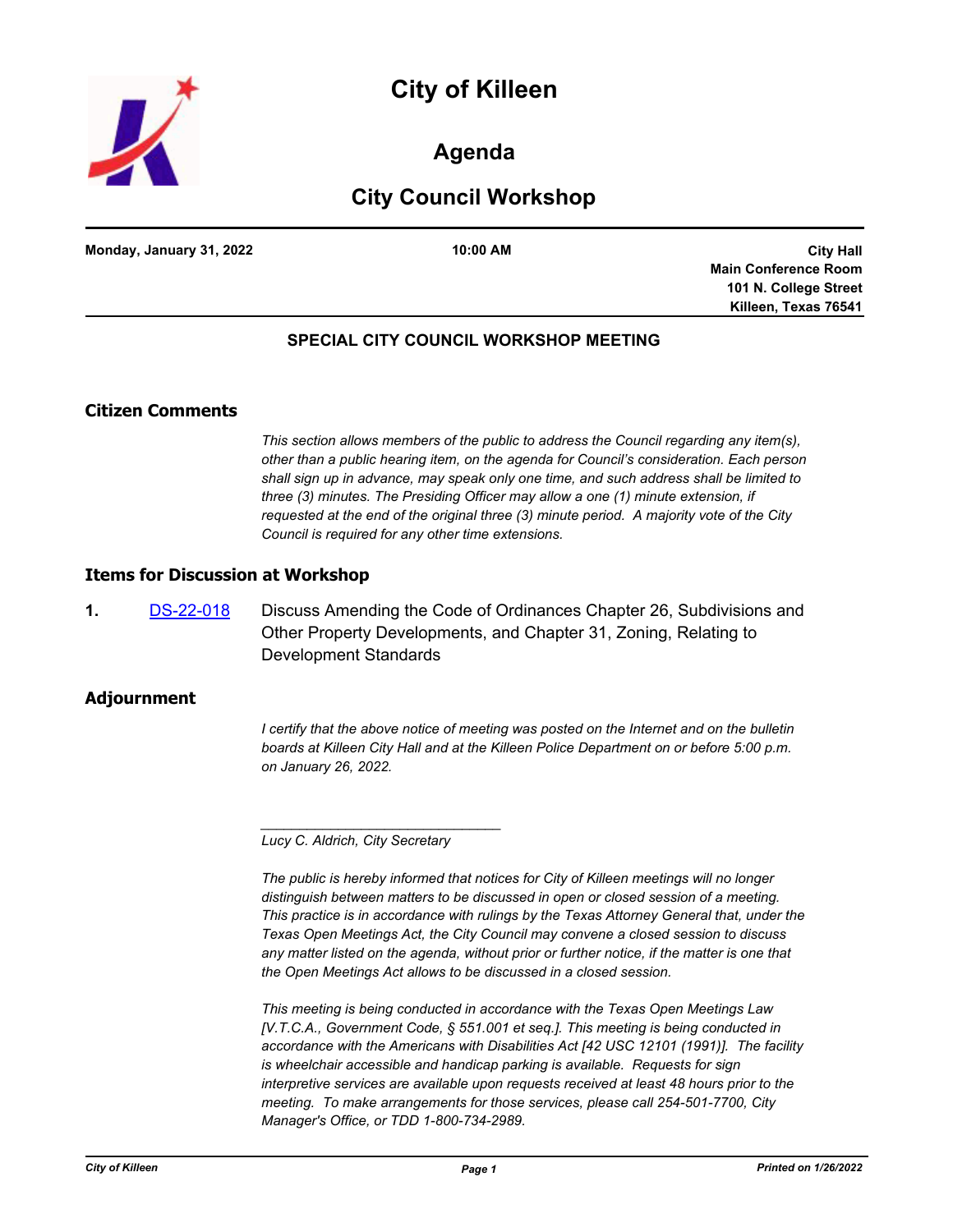# City of Killeen

## Agenda

## City Council Workshop

**Monday, January 31, 2022** | **10:00 AM** | **City Hall Main Conference Room 101 N. College Street Killeen, Texas 76541**

### SPECIAL CITY COUNCIL WORKSHOP MEETING

## Citizen Comments

*This section allows members of the public to address the Council regarding any item(s), other than a public hearing item, on the agenda for Council's consideration. Each person shall sign up in advance, may speak only one time, and such address shall be limited to three (3) minutes. The Presiding Officer may allow a one (1) minute extension, if requested at the end of the original three (3) minute period. A majority vote of the City Council is required for any other time extensions.*

## Items for Discussion at Workshop

**1.** DS-22-018 Discuss Amending the Code of Ordinances Chapter 26, Subdivisions and Other Property Developments, and Chapter 31, Zoning, Relating to Development Standards

## Adjournment

*I certify that the above notice of meeting was posted on the Internet and on the bulletin boards at Killeen City Hall and at the Killeen Police Department on or before 5:00 p.m. on January 26, 2022.*

_______________________________

*Lucy C. Aldrich, City Secretary*

*The public is hereby informed that notices for City of Killeen meetings will no longer distinguish between matters to be discussed in open or closed session of a meeting. This practice is in accordance with rulings by the Texas Attorney General that, under the Texas Open Meetings Act, the City Council may convene a closed session to discuss any matter listed on the agenda, without prior or further notice, if the matter is one that the Open Meetings Act allows to be discussed in a closed session.*

*This meeting is being conducted in accordance with the Texas Open Meetings Law [V.T.C.A., Government Code, § 551.001 et seq.]. This meeting is being conducted in accordance with the Americans with Disabilities Act [42 USC 12101 (1991)]. The facility is wheelchair accessible and handicap parking is available. Requests for sign interpretive services are available upon requests received at least 48 hours prior to the meeting. To make arrangements for those services, please call 254-501-7700, City Manager's Office, or TDD 1-800-734-2989.*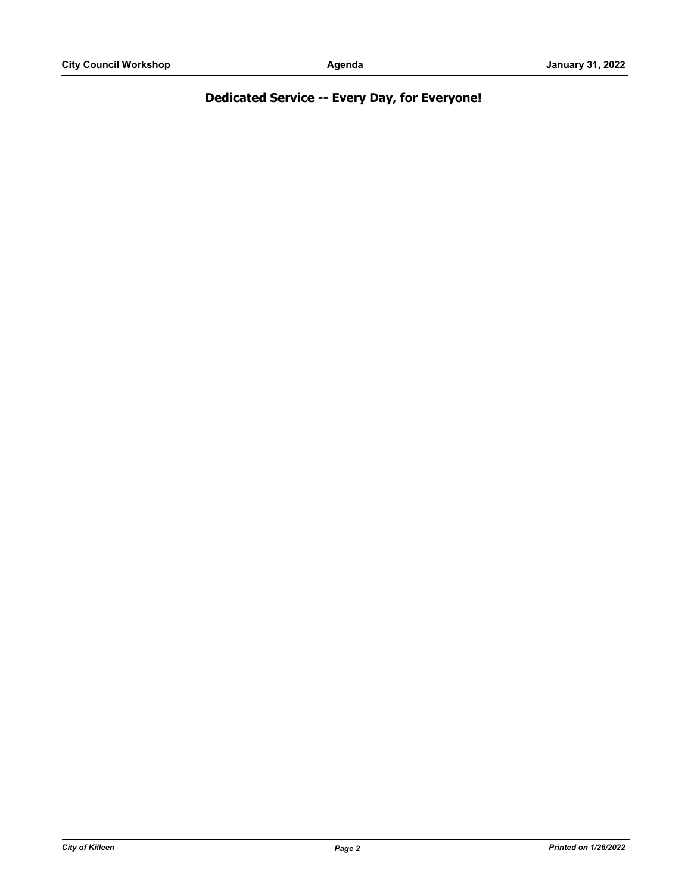**Dedicated Service -- Every Day, for Everyone!**